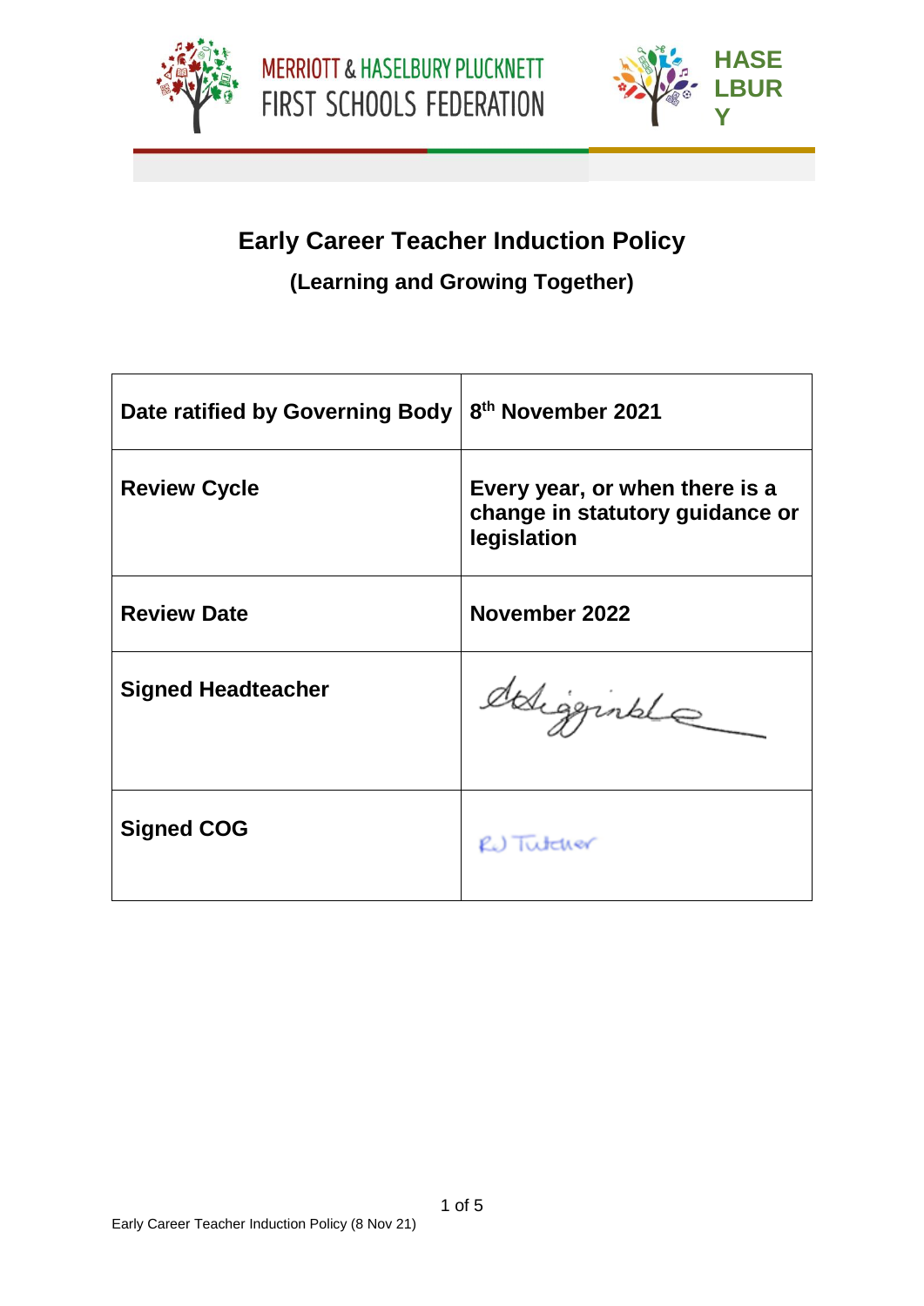MERRIOTT & HASELBURY PLUCKNETT
FIRST SCHOOLS FEDERATION

HASELBURY

# Early Career Teacher Induction Policy

## (Learning and Growing Together)

| | |
|---|---|
| **Date ratified by Governing Body** | **8th November 2021** |
| **Review Cycle** | **Every year, or when there is a change in statutory guidance or legislation** |
| **Review Date** | **November 2022** |
| **Signed Headteacher** | *(signature)* |
| **Signed COG** | RJ Tutcher |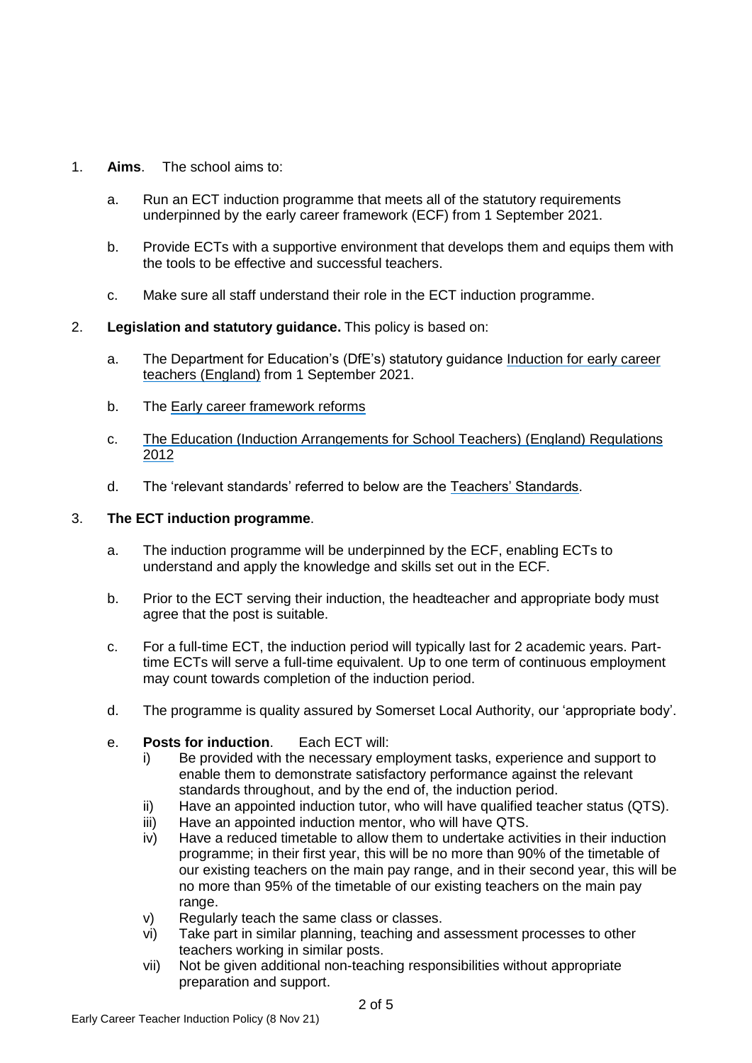1. **Aims**. The school aims to:

    a. Run an ECT induction programme that meets all of the statutory requirements underpinned by the early career framework (ECF) from 1 September 2021.

    b. Provide ECTs with a supportive environment that develops them and equips them with the tools to be effective and successful teachers.

    c. Make sure all staff understand their role in the ECT induction programme.

2. **Legislation and statutory guidance.** This policy is based on:

    a. The Department for Education's (DfE's) statutory guidance Induction for early career teachers (England) from 1 September 2021.

    b. The Early career framework reforms

    c. The Education (Induction Arrangements for School Teachers) (England) Regulations 2012

    d. The 'relevant standards' referred to below are the Teachers' Standards.

3. **The ECT induction programme**.

    a. The induction programme will be underpinned by the ECF, enabling ECTs to understand and apply the knowledge and skills set out in the ECF.

    b. Prior to the ECT serving their induction, the headteacher and appropriate body must agree that the post is suitable.

    c. For a full-time ECT, the induction period will typically last for 2 academic years. Part-time ECTs will serve a full-time equivalent. Up to one term of continuous employment may count towards completion of the induction period.

    d. The programme is quality assured by Somerset Local Authority, our 'appropriate body'.

    e. **Posts for induction**. Each ECT will:
        i) Be provided with the necessary employment tasks, experience and support to enable them to demonstrate satisfactory performance against the relevant standards throughout, and by the end of, the induction period.
        ii) Have an appointed induction tutor, who will have qualified teacher status (QTS).
        iii) Have an appointed induction mentor, who will have QTS.
        iv) Have a reduced timetable to allow them to undertake activities in their induction programme; in their first year, this will be no more than 90% of the timetable of our existing teachers on the main pay range, and in their second year, this will be no more than 95% of the timetable of our existing teachers on the main pay range.
        v) Regularly teach the same class or classes.
        vi) Take part in similar planning, teaching and assessment processes to other teachers working in similar posts.
        vii) Not be given additional non-teaching responsibilities without appropriate preparation and support.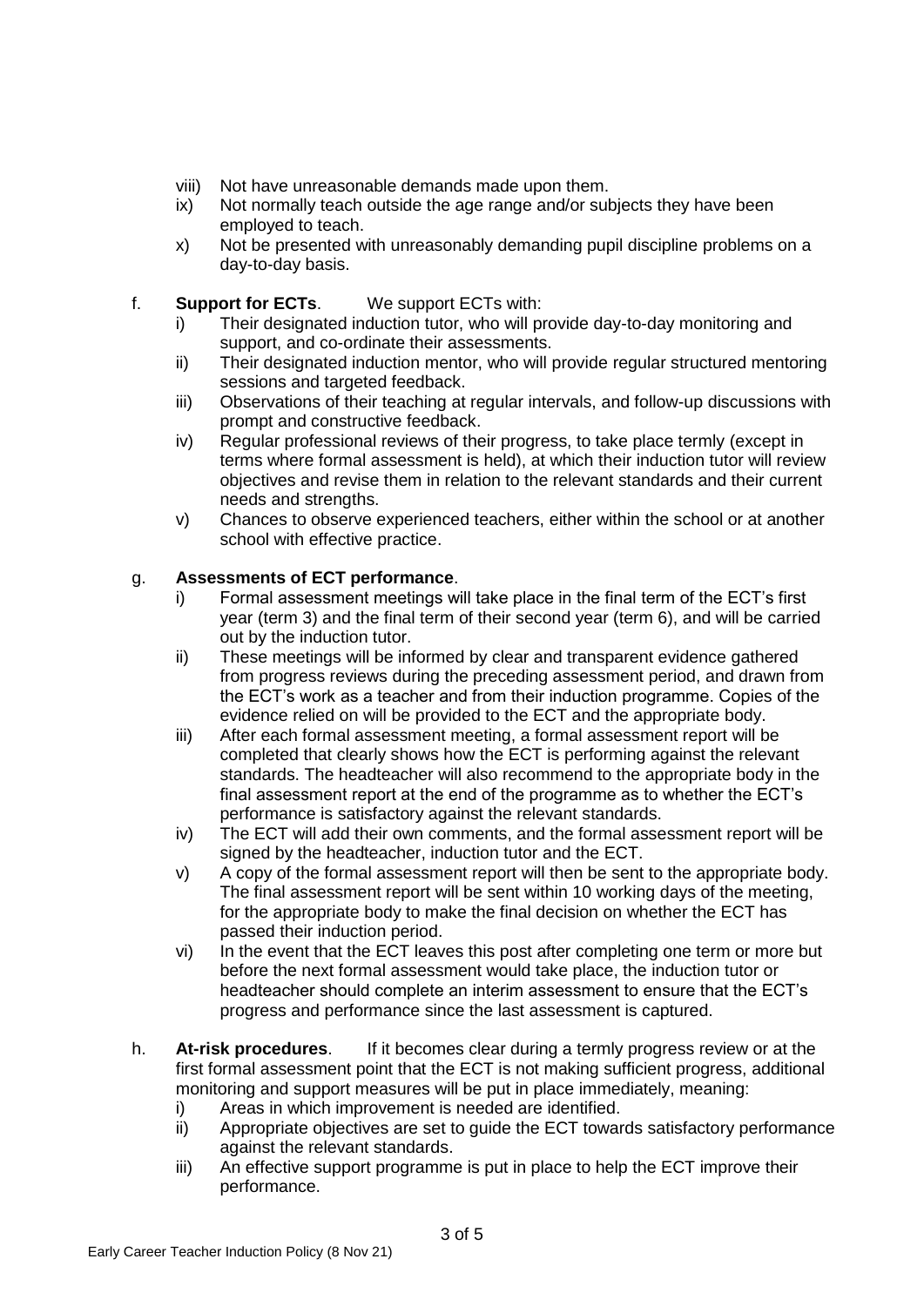viii) Not have unreasonable demands made upon them.
ix) Not normally teach outside the age range and/or subjects they have been employed to teach.
x) Not be presented with unreasonably demanding pupil discipline problems on a day-to-day basis.

f. **Support for ECTs**. We support ECTs with:

i) Their designated induction tutor, who will provide day-to-day monitoring and support, and co-ordinate their assessments.
ii) Their designated induction mentor, who will provide regular structured mentoring sessions and targeted feedback.
iii) Observations of their teaching at regular intervals, and follow-up discussions with prompt and constructive feedback.
iv) Regular professional reviews of their progress, to take place termly (except in terms where formal assessment is held), at which their induction tutor will review objectives and revise them in relation to the relevant standards and their current needs and strengths.
v) Chances to observe experienced teachers, either within the school or at another school with effective practice.

g. **Assessments of ECT performance**.

i) Formal assessment meetings will take place in the final term of the ECT's first year (term 3) and the final term of their second year (term 6), and will be carried out by the induction tutor.
ii) These meetings will be informed by clear and transparent evidence gathered from progress reviews during the preceding assessment period, and drawn from the ECT's work as a teacher and from their induction programme. Copies of the evidence relied on will be provided to the ECT and the appropriate body.
iii) After each formal assessment meeting, a formal assessment report will be completed that clearly shows how the ECT is performing against the relevant standards. The headteacher will also recommend to the appropriate body in the final assessment report at the end of the programme as to whether the ECT's performance is satisfactory against the relevant standards.
iv) The ECT will add their own comments, and the formal assessment report will be signed by the headteacher, induction tutor and the ECT.
v) A copy of the formal assessment report will then be sent to the appropriate body. The final assessment report will be sent within 10 working days of the meeting, for the appropriate body to make the final decision on whether the ECT has passed their induction period.
vi) In the event that the ECT leaves this post after completing one term or more but before the next formal assessment would take place, the induction tutor or headteacher should complete an interim assessment to ensure that the ECT's progress and performance since the last assessment is captured.

h. **At-risk procedures**. If it becomes clear during a termly progress review or at the first formal assessment point that the ECT is not making sufficient progress, additional monitoring and support measures will be put in place immediately, meaning:

i) Areas in which improvement is needed are identified.
ii) Appropriate objectives are set to guide the ECT towards satisfactory performance against the relevant standards.
iii) An effective support programme is put in place to help the ECT improve their performance.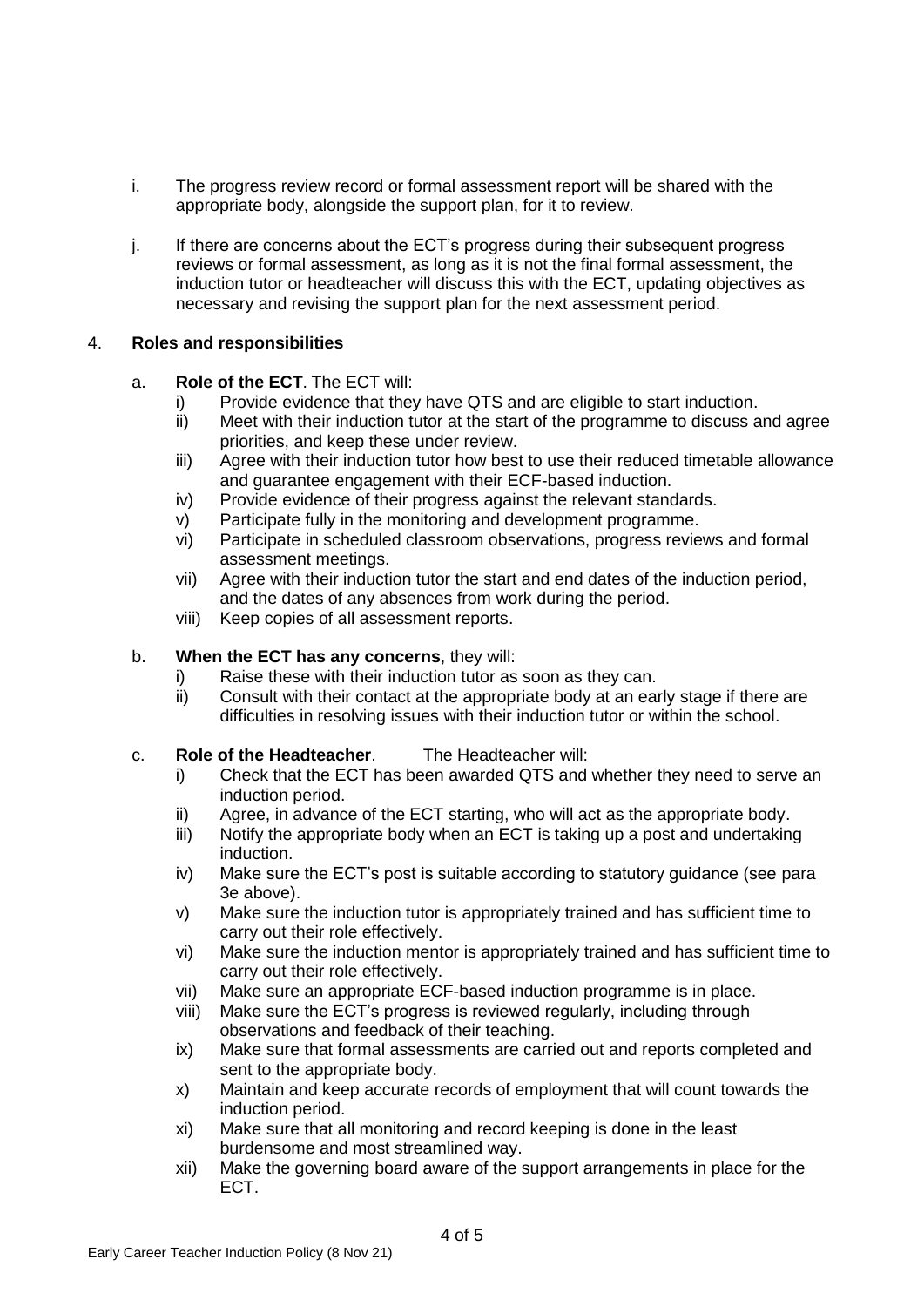i. The progress review record or formal assessment report will be shared with the appropriate body, alongside the support plan, for it to review.

j. If there are concerns about the ECT's progress during their subsequent progress reviews or formal assessment, as long as it is not the final formal assessment, the induction tutor or headteacher will discuss this with the ECT, updating objectives as necessary and revising the support plan for the next assessment period.

4. **Roles and responsibilities**

a. **Role of the ECT**. The ECT will:

i) Provide evidence that they have QTS and are eligible to start induction.
ii) Meet with their induction tutor at the start of the programme to discuss and agree priorities, and keep these under review.
iii) Agree with their induction tutor how best to use their reduced timetable allowance and guarantee engagement with their ECF-based induction.
iv) Provide evidence of their progress against the relevant standards.
v) Participate fully in the monitoring and development programme.
vi) Participate in scheduled classroom observations, progress reviews and formal assessment meetings.
vii) Agree with their induction tutor the start and end dates of the induction period, and the dates of any absences from work during the period.
viii) Keep copies of all assessment reports.

b. **When the ECT has any concerns**, they will:

i) Raise these with their induction tutor as soon as they can.
ii) Consult with their contact at the appropriate body at an early stage if there are difficulties in resolving issues with their induction tutor or within the school.

c. **Role of the Headteacher**. The Headteacher will:

i) Check that the ECT has been awarded QTS and whether they need to serve an induction period.
ii) Agree, in advance of the ECT starting, who will act as the appropriate body.
iii) Notify the appropriate body when an ECT is taking up a post and undertaking induction.
iv) Make sure the ECT's post is suitable according to statutory guidance (see para 3e above).
v) Make sure the induction tutor is appropriately trained and has sufficient time to carry out their role effectively.
vi) Make sure the induction mentor is appropriately trained and has sufficient time to carry out their role effectively.
vii) Make sure an appropriate ECF-based induction programme is in place.
viii) Make sure the ECT's progress is reviewed regularly, including through observations and feedback of their teaching.
ix) Make sure that formal assessments are carried out and reports completed and sent to the appropriate body.
x) Maintain and keep accurate records of employment that will count towards the induction period.
xi) Make sure that all monitoring and record keeping is done in the least burdensome and most streamlined way.
xii) Make the governing board aware of the support arrangements in place for the ECT.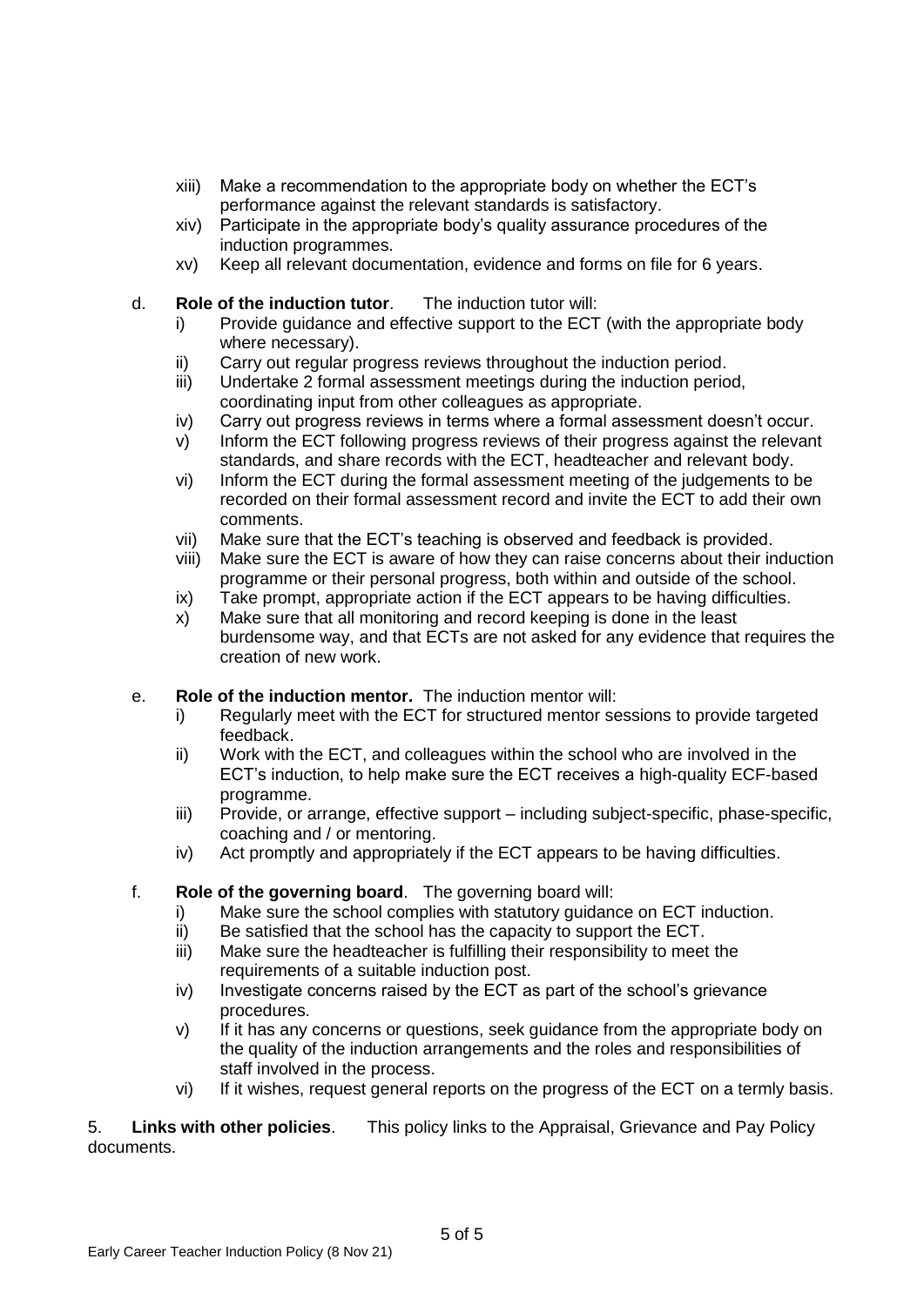xiii) Make a recommendation to the appropriate body on whether the ECT's performance against the relevant standards is satisfactory.

xiv) Participate in the appropriate body's quality assurance procedures of the induction programmes.

xv) Keep all relevant documentation, evidence and forms on file for 6 years.

d. **Role of the induction tutor**. The induction tutor will:

i) Provide guidance and effective support to the ECT (with the appropriate body where necessary).

ii) Carry out regular progress reviews throughout the induction period.

iii) Undertake 2 formal assessment meetings during the induction period, coordinating input from other colleagues as appropriate.

iv) Carry out progress reviews in terms where a formal assessment doesn't occur.

v) Inform the ECT following progress reviews of their progress against the relevant standards, and share records with the ECT, headteacher and relevant body.

vi) Inform the ECT during the formal assessment meeting of the judgements to be recorded on their formal assessment record and invite the ECT to add their own comments.

vii) Make sure that the ECT's teaching is observed and feedback is provided.

viii) Make sure the ECT is aware of how they can raise concerns about their induction programme or their personal progress, both within and outside of the school.

ix) Take prompt, appropriate action if the ECT appears to be having difficulties.

x) Make sure that all monitoring and record keeping is done in the least burdensome way, and that ECTs are not asked for any evidence that requires the creation of new work.

e. **Role of the induction mentor.** The induction mentor will:

i) Regularly meet with the ECT for structured mentor sessions to provide targeted feedback.

ii) Work with the ECT, and colleagues within the school who are involved in the ECT's induction, to help make sure the ECT receives a high-quality ECF-based programme.

iii) Provide, or arrange, effective support – including subject-specific, phase-specific, coaching and / or mentoring.

iv) Act promptly and appropriately if the ECT appears to be having difficulties.

f. **Role of the governing board**. The governing board will:

i) Make sure the school complies with statutory guidance on ECT induction.

ii) Be satisfied that the school has the capacity to support the ECT.

iii) Make sure the headteacher is fulfilling their responsibility to meet the requirements of a suitable induction post.

iv) Investigate concerns raised by the ECT as part of the school's grievance procedures.

v) If it has any concerns or questions, seek guidance from the appropriate body on the quality of the induction arrangements and the roles and responsibilities of staff involved in the process.

vi) If it wishes, request general reports on the progress of the ECT on a termly basis.

5. **Links with other policies**. This policy links to the Appraisal, Grievance and Pay Policy documents.